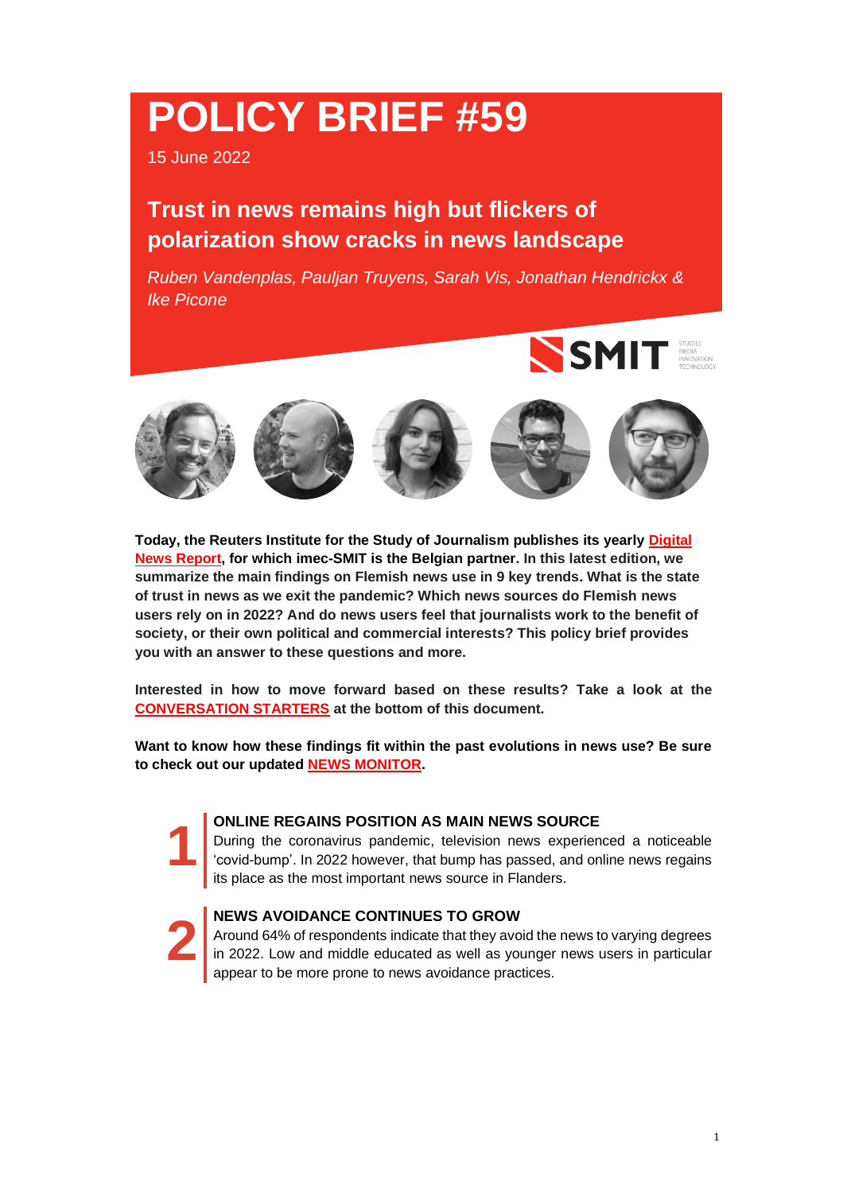# POLICY BRIEF #59

15 June 2022

## Trust in news remains high but flickers of polarization show cracks in news landscape

*Ruben Vandenplas, Pauljan Truyens, Sarah Vis, Jonathan Hendrickx & Ike Picone*

**Today, the Reuters Institute for the Study of Journalism publishes its yearly Digital News Report, for which imec-SMIT is the Belgian partner. In this latest edition, we summarize the main findings on Flemish news use in 9 key trends. What is the state of trust in news as we exit the pandemic? Which news sources do Flemish news users rely on in 2022? And do news users feel that journalists work to the benefit of society, or their own political and commercial interests? This policy brief provides you with an answer to these questions and more.**

**Interested in how to move forward based on these results? Take a look at the CONVERSATION STARTERS at the bottom of this document.**

**Want to know how these findings fit within the past evolutions in news use? Be sure to check out our updated NEWS MONITOR.**

### 1 ONLINE REGAINS POSITION AS MAIN NEWS SOURCE

During the coronavirus pandemic, television news experienced a noticeable 'covid-bump'. In 2022 however, that bump has passed, and online news regains its place as the most important news source in Flanders.

### 2 NEWS AVOIDANCE CONTINUES TO GROW

Around 64% of respondents indicate that they avoid the news to varying degrees in 2022. Low and middle educated as well as younger news users in particular appear to be more prone to news avoidance practices.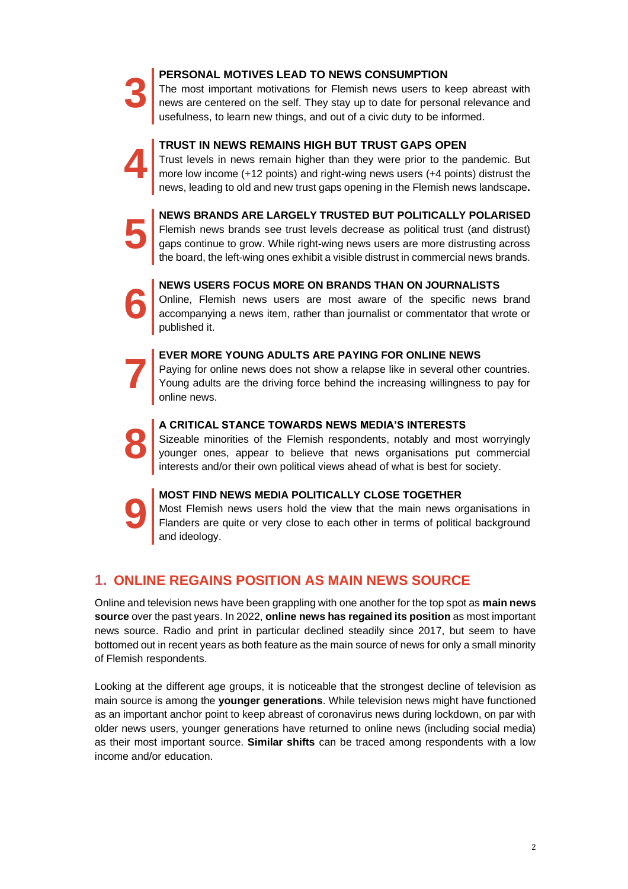**3** **PERSONAL MOTIVES LEAD TO NEWS CONSUMPTION**
The most important motivations for Flemish news users to keep abreast with news are centered on the self. They stay up to date for personal relevance and usefulness, to learn new things, and out of a civic duty to be informed.

**4** **TRUST IN NEWS REMAINS HIGH BUT TRUST GAPS OPEN**
Trust levels in news remain higher than they were prior to the pandemic. But more low income (+12 points) and right-wing news users (+4 points) distrust the news, leading to old and new trust gaps opening in the Flemish news landscape**.**

**5** **NEWS BRANDS ARE LARGELY TRUSTED BUT POLITICALLY POLARISED**
Flemish news brands see trust levels decrease as political trust (and distrust) gaps continue to grow. While right-wing news users are more distrusting across the board, the left-wing ones exhibit a visible distrust in commercial news brands.

**6** **NEWS USERS FOCUS MORE ON BRANDS THAN ON JOURNALISTS**
Online, Flemish news users are most aware of the specific news brand accompanying a news item, rather than journalist or commentator that wrote or published it.

**7** **EVER MORE YOUNG ADULTS ARE PAYING FOR ONLINE NEWS**
Paying for online news does not show a relapse like in several other countries. Young adults are the driving force behind the increasing willingness to pay for online news.

**8** **A CRITICAL STANCE TOWARDS NEWS MEDIA'S INTERESTS**
Sizeable minorities of the Flemish respondents, notably and most worryingly younger ones, appear to believe that news organisations put commercial interests and/or their own political views ahead of what is best for society.

**9** **MOST FIND NEWS MEDIA POLITICALLY CLOSE TOGETHER**
Most Flemish news users hold the view that the main news organisations in Flanders are quite or very close to each other in terms of political background and ideology.

## 1. ONLINE REGAINS POSITION AS MAIN NEWS SOURCE

Online and television news have been grappling with one another for the top spot as **main news source** over the past years. In 2022, **online news has regained its position** as most important news source. Radio and print in particular declined steadily since 2017, but seem to have bottomed out in recent years as both feature as the main source of news for only a small minority of Flemish respondents.

Looking at the different age groups, it is noticeable that the strongest decline of television as main source is among the **younger generations**. While television news might have functioned as an important anchor point to keep abreast of coronavirus news during lockdown, on par with older news users, younger generations have returned to online news (including social media) as their most important source. **Similar shifts** can be traced among respondents with a low income and/or education.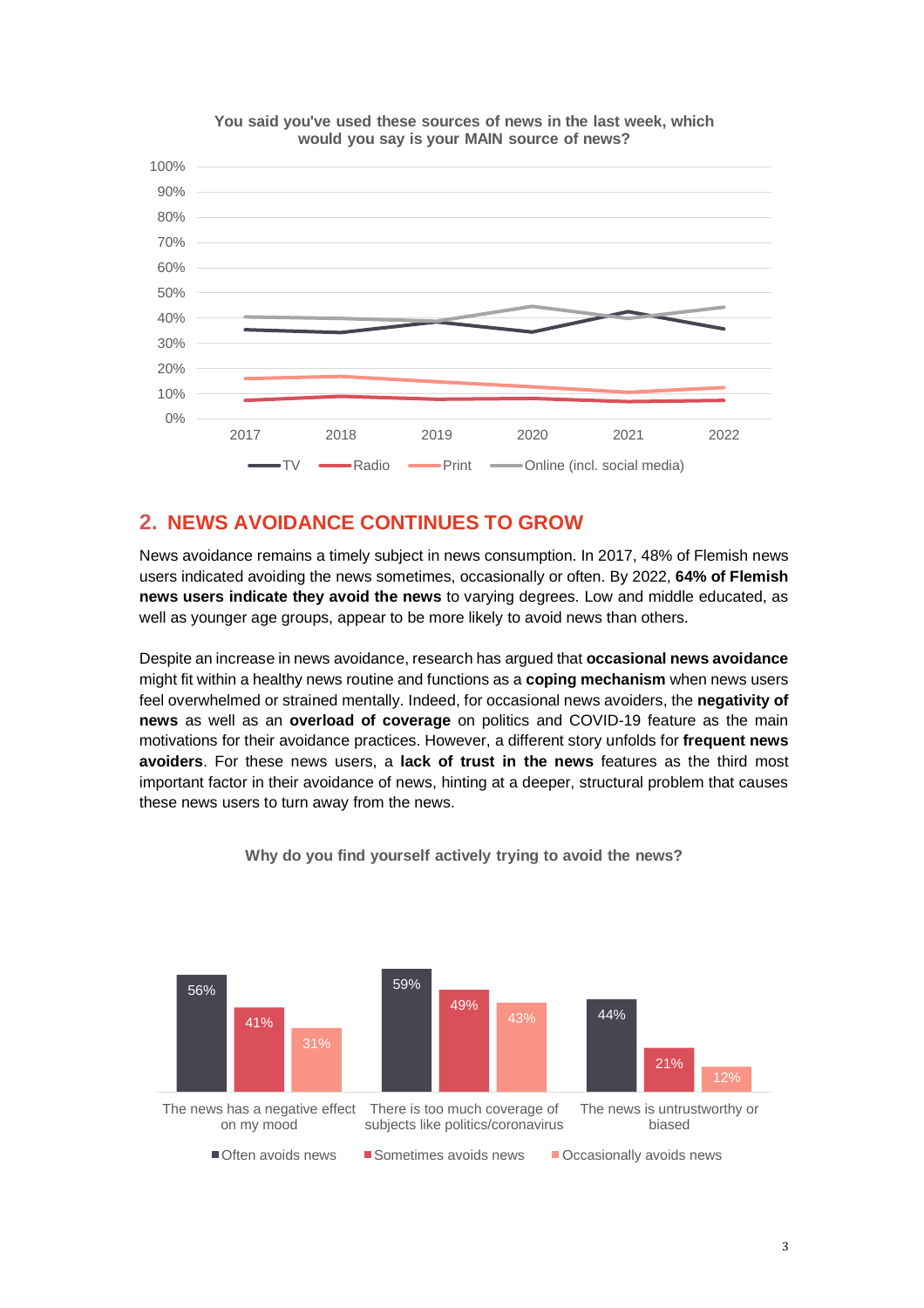**You said you've used these sources of news in the last week, which would you say is your MAIN source of news?**

## 2. NEWS AVOIDANCE CONTINUES TO GROW

News avoidance remains a timely subject in news consumption. In 2017, 48% of Flemish news users indicated avoiding the news sometimes, occasionally or often. By 2022, **64% of Flemish news users indicate they avoid the news** to varying degrees. Low and middle educated, as well as younger age groups, appear to be more likely to avoid news than others.

Despite an increase in news avoidance, research has argued that **occasional news avoidance** might fit within a healthy news routine and functions as a **coping mechanism** when news users feel overwhelmed or strained mentally. Indeed, for occasional news avoiders, the **negativity of news** as well as an **overload of coverage** on politics and COVID-19 feature as the main motivations for their avoidance practices. However, a different story unfolds for **frequent news avoiders**. For these news users, a **lack of trust in the news** features as the third most important factor in their avoidance of news, hinting at a deeper, structural problem that causes these news users to turn away from the news.

**Why do you find yourself actively trying to avoid the news?**

| | Often avoids news | Sometimes avoids news | Occasionally avoids news |
|---|---|---|---|
| The news has a negative effect on my mood | 56% | 41% | 31% |
| There is too much coverage of subjects like politics/coronavirus | 59% | 49% | 43% |
| The news is untrustworthy or biased | 44% | 21% | 12% |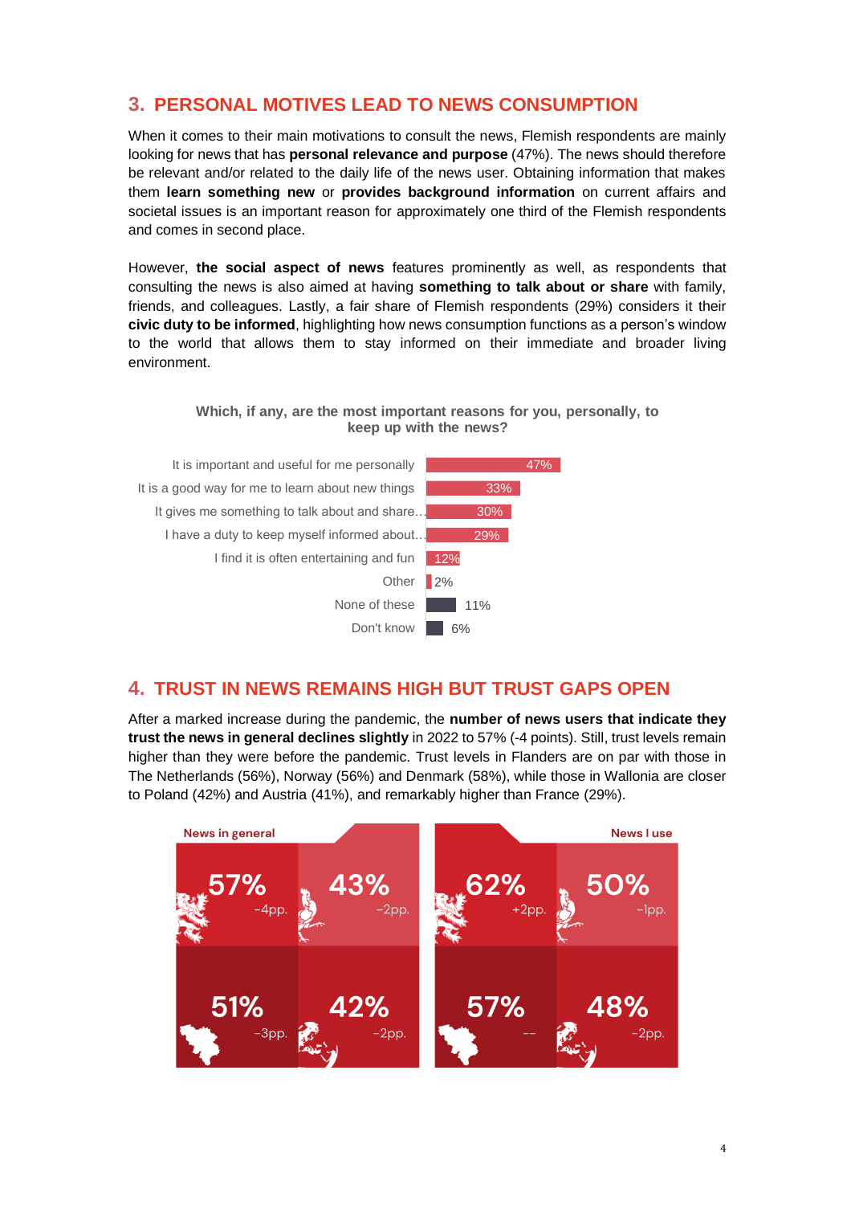## 3. PERSONAL MOTIVES LEAD TO NEWS CONSUMPTION

When it comes to their main motivations to consult the news, Flemish respondents are mainly looking for news that has **personal relevance and purpose** (47%). The news should therefore be relevant and/or related to the daily life of the news user. Obtaining information that makes them **learn something new** or **provides background information** on current affairs and societal issues is an important reason for approximately one third of the Flemish respondents and comes in second place.

However, **the social aspect of news** features prominently as well, as respondents that consulting the news is also aimed at having **something to talk about or share** with family, friends, and colleagues. Lastly, a fair share of Flemish respondents (29%) considers it their **civic duty to be informed**, highlighting how news consumption functions as a person's window to the world that allows them to stay informed on their immediate and broader living environment.

**Which, if any, are the most important reasons for you, personally, to keep up with the news?**

| Reason | % |
|---|---|
| It is important and useful for me personally | 47% |
| It is a good way for me to learn about new things | 33% |
| It gives me something to talk about and share… | 30% |
| I have a duty to keep myself informed about… | 29% |
| I find it is often entertaining and fun | 12% |
| Other | 2% |
| None of these | 11% |
| Don't know | 6% |

## 4. TRUST IN NEWS REMAINS HIGH BUT TRUST GAPS OPEN

After a marked increase during the pandemic, the **number of news users that indicate they trust the news in general declines slightly** in 2022 to 57% (-4 points). Still, trust levels remain higher than they were before the pandemic. Trust levels in Flanders are on par with those in The Netherlands (56%), Norway (56%) and Denmark (58%), while those in Wallonia are closer to Poland (42%) and Austria (41%), and remarkably higher than France (29%).

| | News in general | | News I use | |
|---|---|---|---|---|
| Row 1 | 57% (-4pp.) | 43% (-2pp.) | 62% (+2pp.) | 50% (-1pp.) |
| Row 2 | 51% (-3pp.) | 42% (-2pp.) | 57% (--) | 48% (-2pp.) |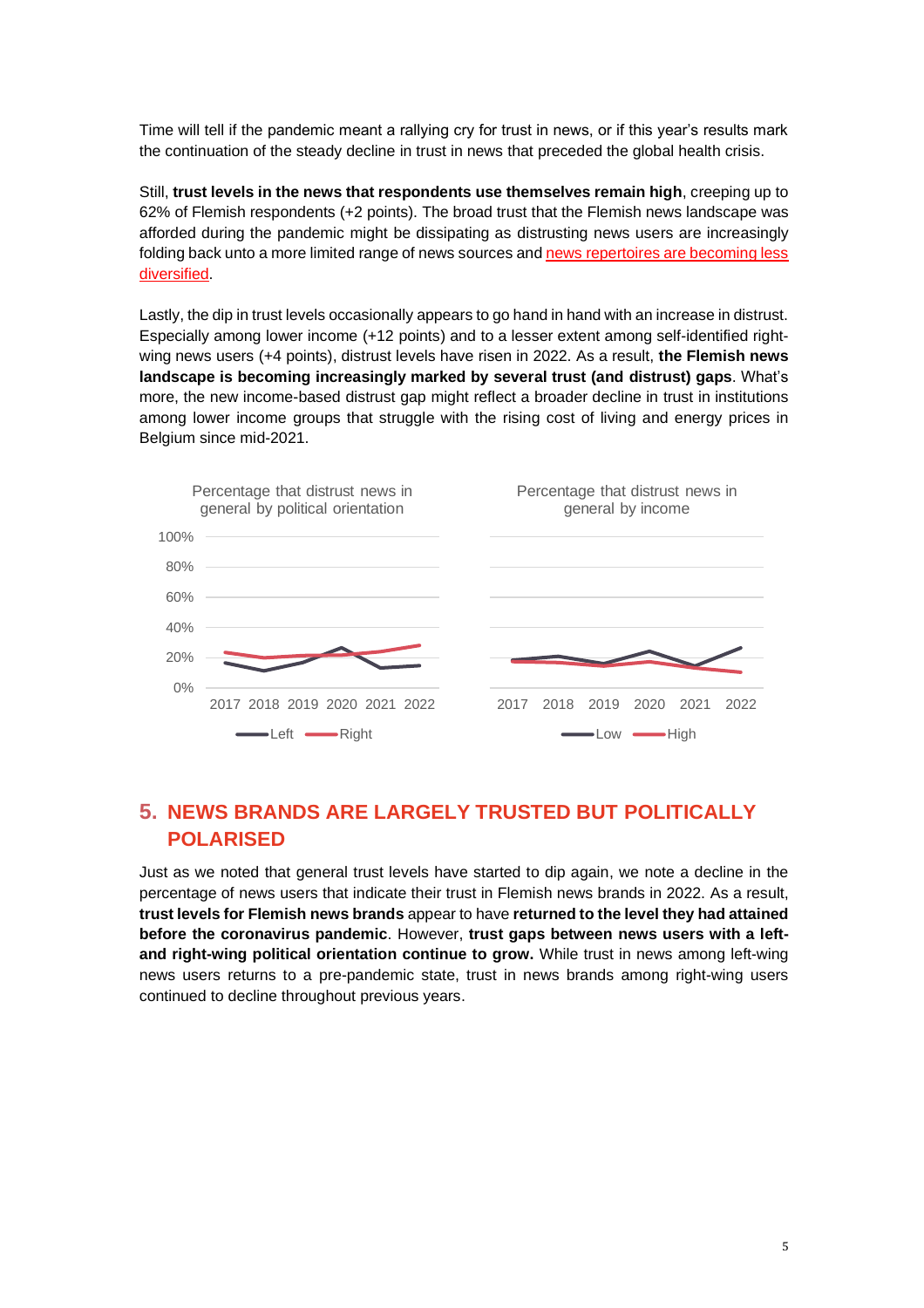Time will tell if the pandemic meant a rallying cry for trust in news, or if this year's results mark the continuation of the steady decline in trust in news that preceded the global health crisis.

Still, **trust levels in the news that respondents use themselves remain high**, creeping up to 62% of Flemish respondents (+2 points). The broad trust that the Flemish news landscape was afforded during the pandemic might be dissipating as distrusting news users are increasingly folding back unto a more limited range of news sources and news repertoires are becoming less diversified.

Lastly, the dip in trust levels occasionally appears to go hand in hand with an increase in distrust. Especially among lower income (+12 points) and to a lesser extent among self-identified right-wing news users (+4 points), distrust levels have risen in 2022. As a result, **the Flemish news landscape is becoming increasingly marked by several trust (and distrust) gaps**. What's more, the new income-based distrust gap might reflect a broader decline in trust in institutions among lower income groups that struggle with the rising cost of living and energy prices in Belgium since mid-2021.

Percentage that distrust news in general by political orientation

Percentage that distrust news in general by income

## 5. NEWS BRANDS ARE LARGELY TRUSTED BUT POLITICALLY POLARISED

Just as we noted that general trust levels have started to dip again, we note a decline in the percentage of news users that indicate their trust in Flemish news brands in 2022. As a result, **trust levels for Flemish news brands** appear to have **returned to the level they had attained before the coronavirus pandemic**. However, **trust gaps between news users with a left- and right-wing political orientation continue to grow.** While trust in news among left-wing news users returns to a pre-pandemic state, trust in news brands among right-wing users continued to decline throughout previous years.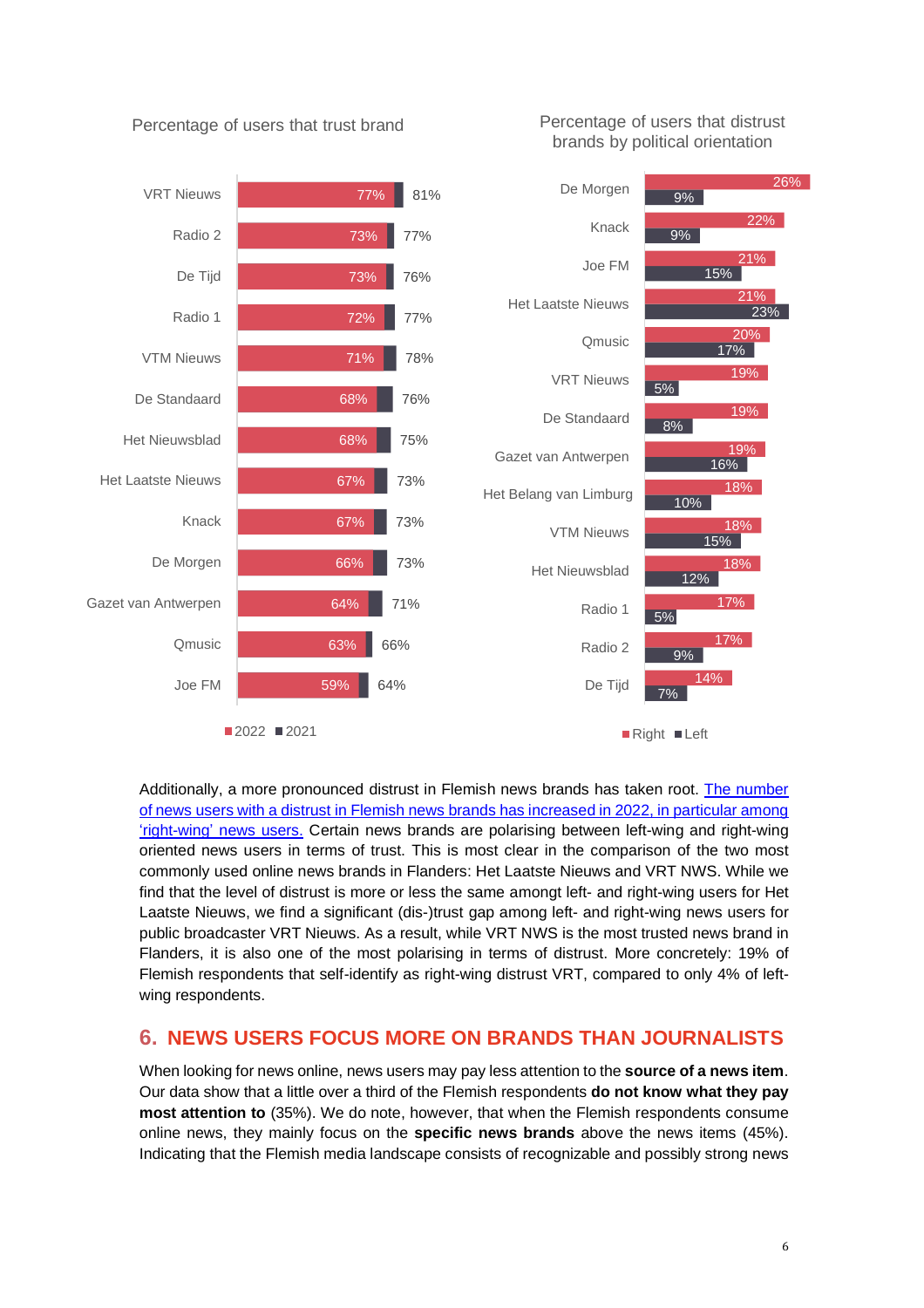**Percentage of users that trust brand**

| Brand | 2022 | 2021 |
|---|---|---|
| VRT Nieuws | 77% | 81% |
| Radio 2 | 73% | 77% |
| De Tijd | 73% | 76% |
| Radio 1 | 72% | 77% |
| VTM Nieuws | 71% | 78% |
| De Standaard | 68% | 76% |
| Het Nieuwsblad | 68% | 75% |
| Het Laatste Nieuws | 67% | 73% |
| Knack | 67% | 73% |
| De Morgen | 66% | 73% |
| Gazet van Antwerpen | 64% | 71% |
| Qmusic | 63% | 66% |
| Joe FM | 59% | 64% |

**Percentage of users that distrust brands by political orientation**

| Brand | Right | Left |
|---|---|---|
| De Morgen | 26% | 9% |
| Knack | 22% | 9% |
| Joe FM | 21% | 15% |
| Het Laatste Nieuws | 21% | 23% |
| Qmusic | 20% | 17% |
| VRT Nieuws | 19% | 5% |
| De Standaard | 19% | 8% |
| Gazet van Antwerpen | 19% | 16% |
| Het Belang van Limburg | 18% | 10% |
| VTM Nieuws | 18% | 15% |
| Het Nieuwsblad | 18% | 12% |
| Radio 1 | 17% | 5% |
| Radio 2 | 17% | 9% |
| De Tijd | 14% | 7% |

Additionally, a more pronounced distrust in Flemish news brands has taken root. The number of news users with a distrust in Flemish news brands has increased in 2022, in particular among 'right-wing' news users. Certain news brands are polarising between left-wing and right-wing oriented news users in terms of trust. This is most clear in the comparison of the two most commonly used online news brands in Flanders: Het Laatste Nieuws and VRT NWS. While we find that the level of distrust is more or less the same amongt left- and right-wing users for Het Laatste Nieuws, we find a significant (dis-)trust gap among left- and right-wing news users for public broadcaster VRT Nieuws. As a result, while VRT NWS is the most trusted news brand in Flanders, it is also one of the most polarising in terms of distrust. More concretely: 19% of Flemish respondents that self-identify as right-wing distrust VRT, compared to only 4% of left-wing respondents.

## 6. NEWS USERS FOCUS MORE ON BRANDS THAN JOURNALISTS

When looking for news online, news users may pay less attention to the **source of a news item**. Our data show that a little over a third of the Flemish respondents **do not know what they pay most attention to** (35%). We do note, however, that when the Flemish respondents consume online news, they mainly focus on the **specific news brands** above the news items (45%). Indicating that the Flemish media landscape consists of recognizable and possibly strong news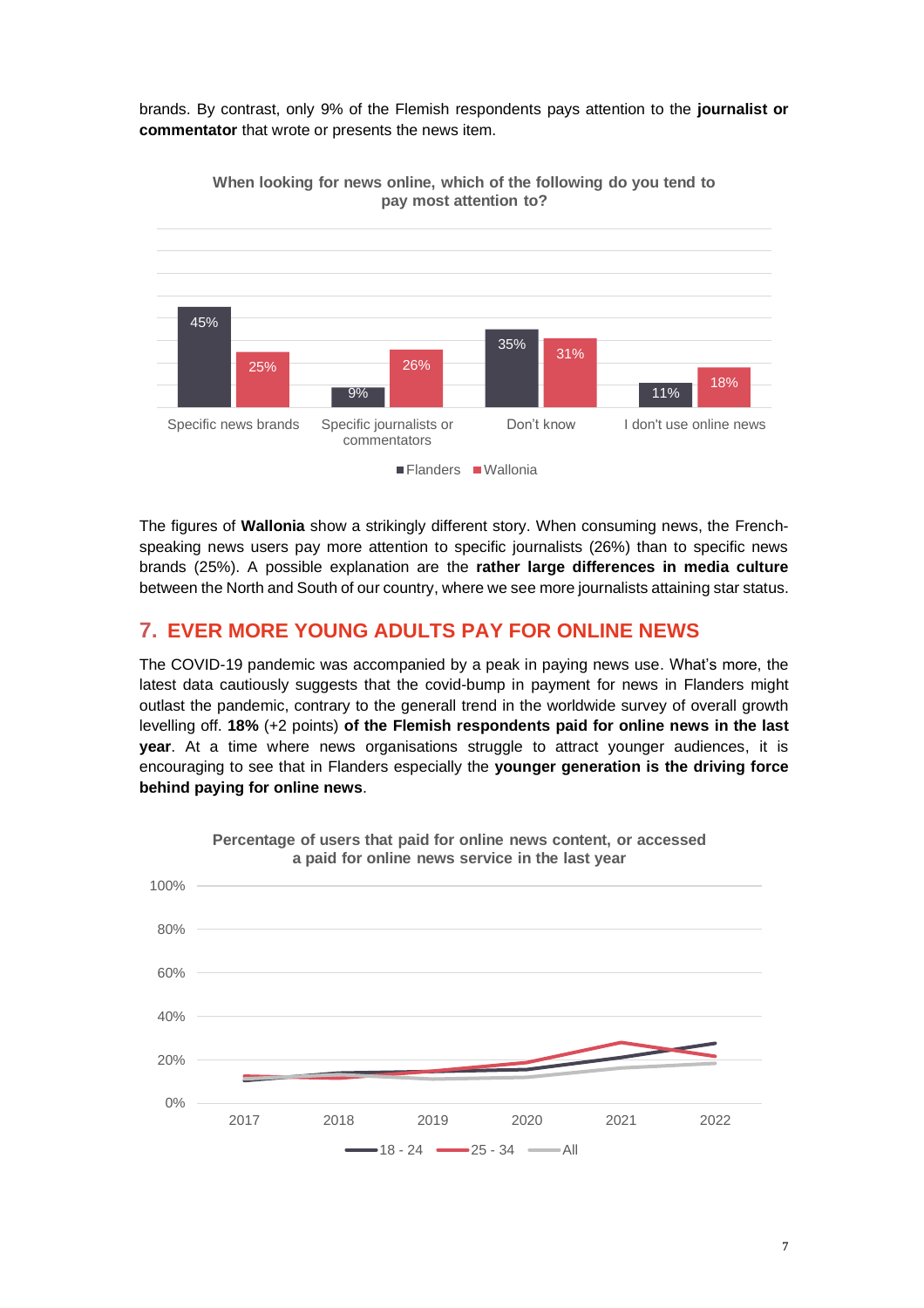brands. By contrast, only 9% of the Flemish respondents pays attention to the **journalist or commentator** that wrote or presents the news item.

**When looking for news online, which of the following do you tend to pay most attention to?**

| | Flanders | Wallonia |
|---|---|---|
| Specific news brands | 45% | 25% |
| Specific journalists or commentators | 9% | 26% |
| Don't know | 35% | 31% |
| I don't use online news | 11% | 18% |

The figures of **Wallonia** show a strikingly different story. When consuming news, the French-speaking news users pay more attention to specific journalists (26%) than to specific news brands (25%). A possible explanation are the **rather large differences in media culture** between the North and South of our country, where we see more journalists attaining star status.

## 7. EVER MORE YOUNG ADULTS PAY FOR ONLINE NEWS

The COVID-19 pandemic was accompanied by a peak in paying news use. What's more, the latest data cautiously suggests that the covid-bump in payment for news in Flanders might outlast the pandemic, contrary to the generall trend in the worldwide survey of overall growth levelling off. **18%** (+2 points) **of the Flemish respondents paid for online news in the last year**. At a time where news organisations struggle to attract younger audiences, it is encouraging to see that in Flanders especially the **younger generation is the driving force behind paying for online news**.

**Percentage of users that paid for online news content, or accessed a paid for online news service in the last year**

(Line chart, 2017–2022, y-axis 0%–100%; series: 18 - 24, 25 - 34, All)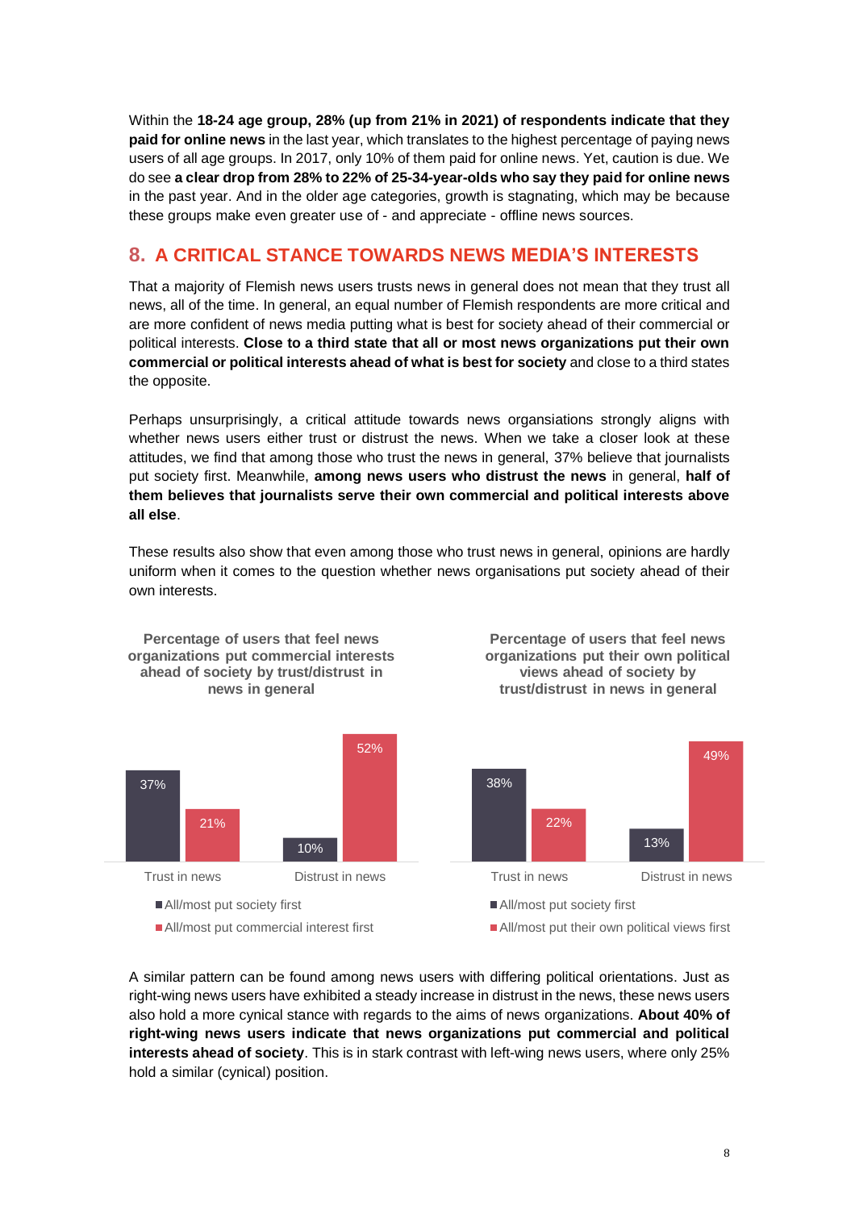Within the **18-24 age group, 28% (up from 21% in 2021) of respondents indicate that they paid for online news** in the last year, which translates to the highest percentage of paying news users of all age groups. In 2017, only 10% of them paid for online news. Yet, caution is due. We do see **a clear drop from 28% to 22% of 25-34-year-olds who say they paid for online news** in the past year. And in the older age categories, growth is stagnating, which may be because these groups make even greater use of - and appreciate - offline news sources.

## 8. A CRITICAL STANCE TOWARDS NEWS MEDIA'S INTERESTS

That a majority of Flemish news users trusts news in general does not mean that they trust all news, all of the time. In general, an equal number of Flemish respondents are more critical and are more confident of news media putting what is best for society ahead of their commercial or political interests. **Close to a third state that all or most news organizations put their own commercial or political interests ahead of what is best for society** and close to a third states the opposite.

Perhaps unsurprisingly, a critical attitude towards news organsiations strongly aligns with whether news users either trust or distrust the news. When we take a closer look at these attitudes, we find that among those who trust the news in general, 37% believe that journalists put society first. Meanwhile, **among news users who distrust the news** in general, **half of them believes that journalists serve their own commercial and political interests above all else**.

These results also show that even among those who trust news in general, opinions are hardly uniform when it comes to the question whether news organisations put society ahead of their own interests.

**Percentage of users that feel news organizations put commercial interests ahead of society by trust/distrust in news in general**

| | All/most put society first | All/most put commercial interest first |
|---|---|---|
| Trust in news | 37% | 21% |
| Distrust in news | 10% | 52% |

**Percentage of users that feel news organizations put their own political views ahead of society by trust/distrust in news in general**

| | All/most put society first | All/most put their own political views first |
|---|---|---|
| Trust in news | 38% | 22% |
| Distrust in news | 13% | 49% |

A similar pattern can be found among news users with differing political orientations. Just as right-wing news users have exhibited a steady increase in distrust in the news, these news users also hold a more cynical stance with regards to the aims of news organizations. **About 40% of right-wing news users indicate that news organizations put commercial and political interests ahead of society**. This is in stark contrast with left-wing news users, where only 25% hold a similar (cynical) position.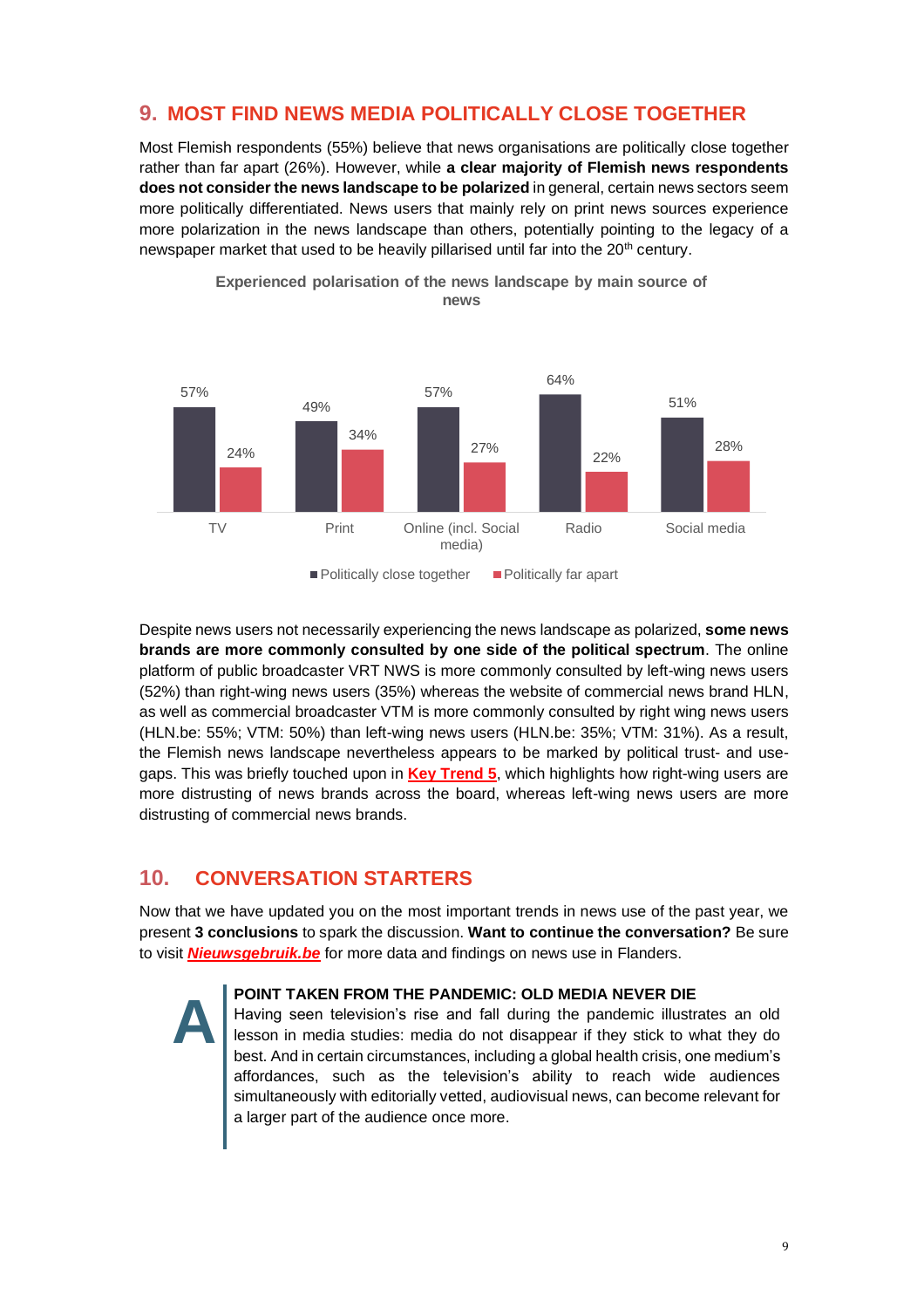## 9. MOST FIND NEWS MEDIA POLITICALLY CLOSE TOGETHER

Most Flemish respondents (55%) believe that news organisations are politically close together rather than far apart (26%). However, while **a clear majority of Flemish news respondents does not consider the news landscape to be polarized** in general, certain news sectors seem more politically differentiated. News users that mainly rely on print news sources experience more polarization in the news landscape than others, potentially pointing to the legacy of a newspaper market that used to be heavily pillarised until far into the 20th century.

**Experienced polarisation of the news landscape by main source of news**

| | Politically close together | Politically far apart |
|---|---|---|
| TV | 57% | 24% |
| Print | 49% | 34% |
| Online (incl. Social media) | 57% | 27% |
| Radio | 64% | 22% |
| Social media | 51% | 28% |

Despite news users not necessarily experiencing the news landscape as polarized, **some news brands are more commonly consulted by one side of the political spectrum**. The online platform of public broadcaster VRT NWS is more commonly consulted by left-wing news users (52%) than right-wing news users (35%) whereas the website of commercial news brand HLN, as well as commercial broadcaster VTM is more commonly consulted by right wing news users (HLN.be: 55%; VTM: 50%) than left-wing news users (HLN.be: 35%; VTM: 31%). As a result, the Flemish news landscape nevertheless appears to be marked by political trust- and use-gaps. This was briefly touched upon in **Key Trend 5**, which highlights how right-wing users are more distrusting of news brands across the board, whereas left-wing news users are more distrusting of commercial news brands.

## 10. CONVERSATION STARTERS

Now that we have updated you on the most important trends in news use of the past year, we present **3 conclusions** to spark the discussion. **Want to continue the conversation?** Be sure to visit ***Nieuwsgebruik.be*** for more data and findings on news use in Flanders.

**A**

**POINT TAKEN FROM THE PANDEMIC: OLD MEDIA NEVER DIE**

Having seen television's rise and fall during the pandemic illustrates an old lesson in media studies: media do not disappear if they stick to what they do best. And in certain circumstances, including a global health crisis, one medium's affordances, such as the television's ability to reach wide audiences simultaneously with editorially vetted, audiovisual news, can become relevant for a larger part of the audience once more.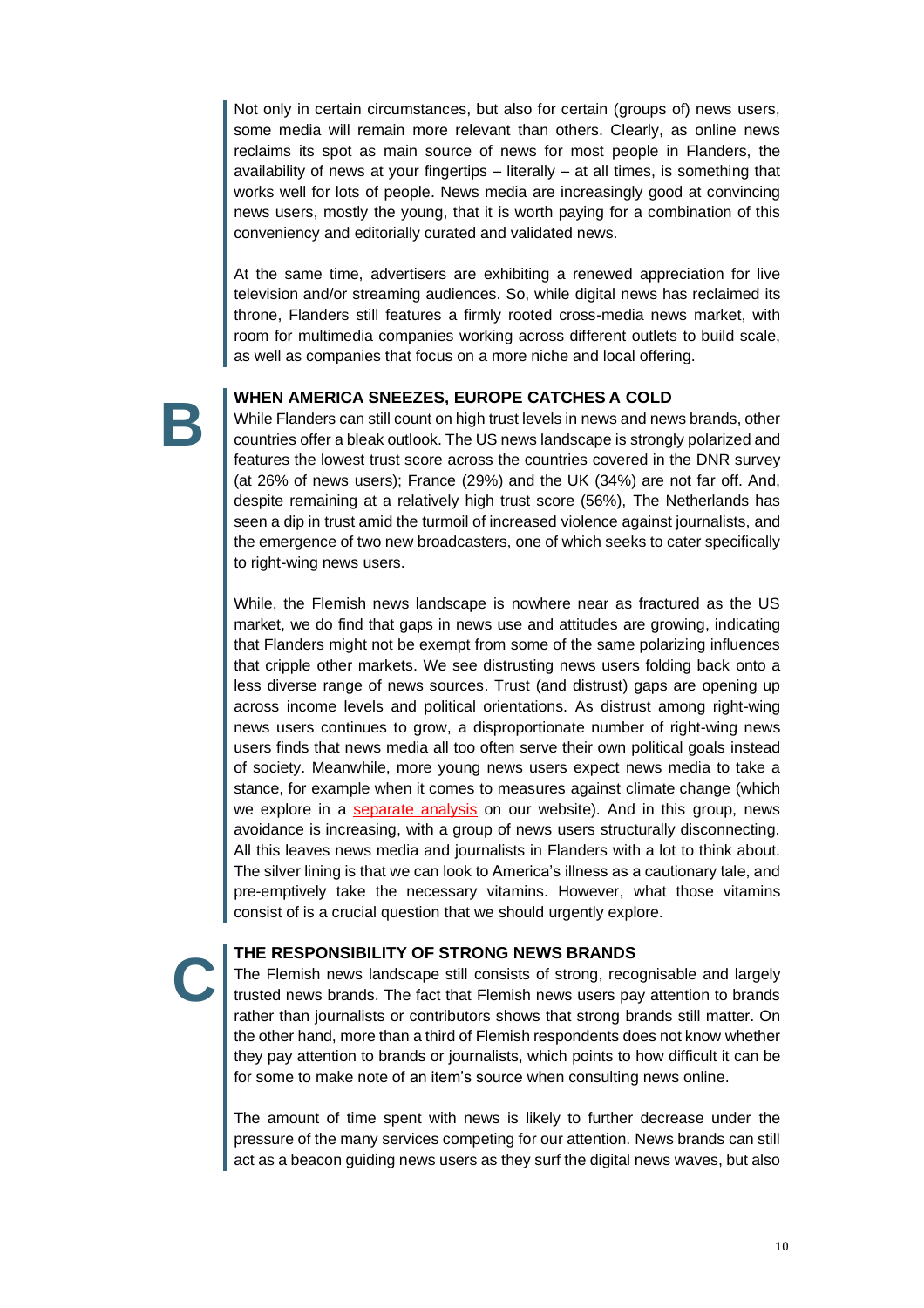Not only in certain circumstances, but also for certain (groups of) news users, some media will remain more relevant than others. Clearly, as online news reclaims its spot as main source of news for most people in Flanders, the availability of news at your fingertips – literally – at all times, is something that works well for lots of people. News media are increasingly good at convincing news users, mostly the young, that it is worth paying for a combination of this conveniency and editorially curated and validated news.

At the same time, advertisers are exhibiting a renewed appreciation for live television and/or streaming audiences. So, while digital news has reclaimed its throne, Flanders still features a firmly rooted cross-media news market, with room for multimedia companies working across different outlets to build scale, as well as companies that focus on a more niche and local offering.

## B

### WHEN AMERICA SNEEZES, EUROPE CATCHES A COLD

While Flanders can still count on high trust levels in news and news brands, other countries offer a bleak outlook. The US news landscape is strongly polarized and features the lowest trust score across the countries covered in the DNR survey (at 26% of news users); France (29%) and the UK (34%) are not far off. And, despite remaining at a relatively high trust score (56%), The Netherlands has seen a dip in trust amid the turmoil of increased violence against journalists, and the emergence of two new broadcasters, one of which seeks to cater specifically to right-wing news users.

While, the Flemish news landscape is nowhere near as fractured as the US market, we do find that gaps in news use and attitudes are growing, indicating that Flanders might not be exempt from some of the same polarizing influences that cripple other markets. We see distrusting news users folding back onto a less diverse range of news sources. Trust (and distrust) gaps are opening up across income levels and political orientations. As distrust among right-wing news users continues to grow, a disproportionate number of right-wing news users finds that news media all too often serve their own political goals instead of society. Meanwhile, more young news users expect news media to take a stance, for example when it comes to measures against climate change (which we explore in a separate analysis on our website). And in this group, news avoidance is increasing, with a group of news users structurally disconnecting. All this leaves news media and journalists in Flanders with a lot to think about. The silver lining is that we can look to America's illness as a cautionary tale, and pre-emptively take the necessary vitamins. However, what those vitamins consist of is a crucial question that we should urgently explore.

## C

### THE RESPONSIBILITY OF STRONG NEWS BRANDS

The Flemish news landscape still consists of strong, recognisable and largely trusted news brands. The fact that Flemish news users pay attention to brands rather than journalists or contributors shows that strong brands still matter. On the other hand, more than a third of Flemish respondents does not know whether they pay attention to brands or journalists, which points to how difficult it can be for some to make note of an item's source when consulting news online.

The amount of time spent with news is likely to further decrease under the pressure of the many services competing for our attention. News brands can still act as a beacon guiding news users as they surf the digital news waves, but also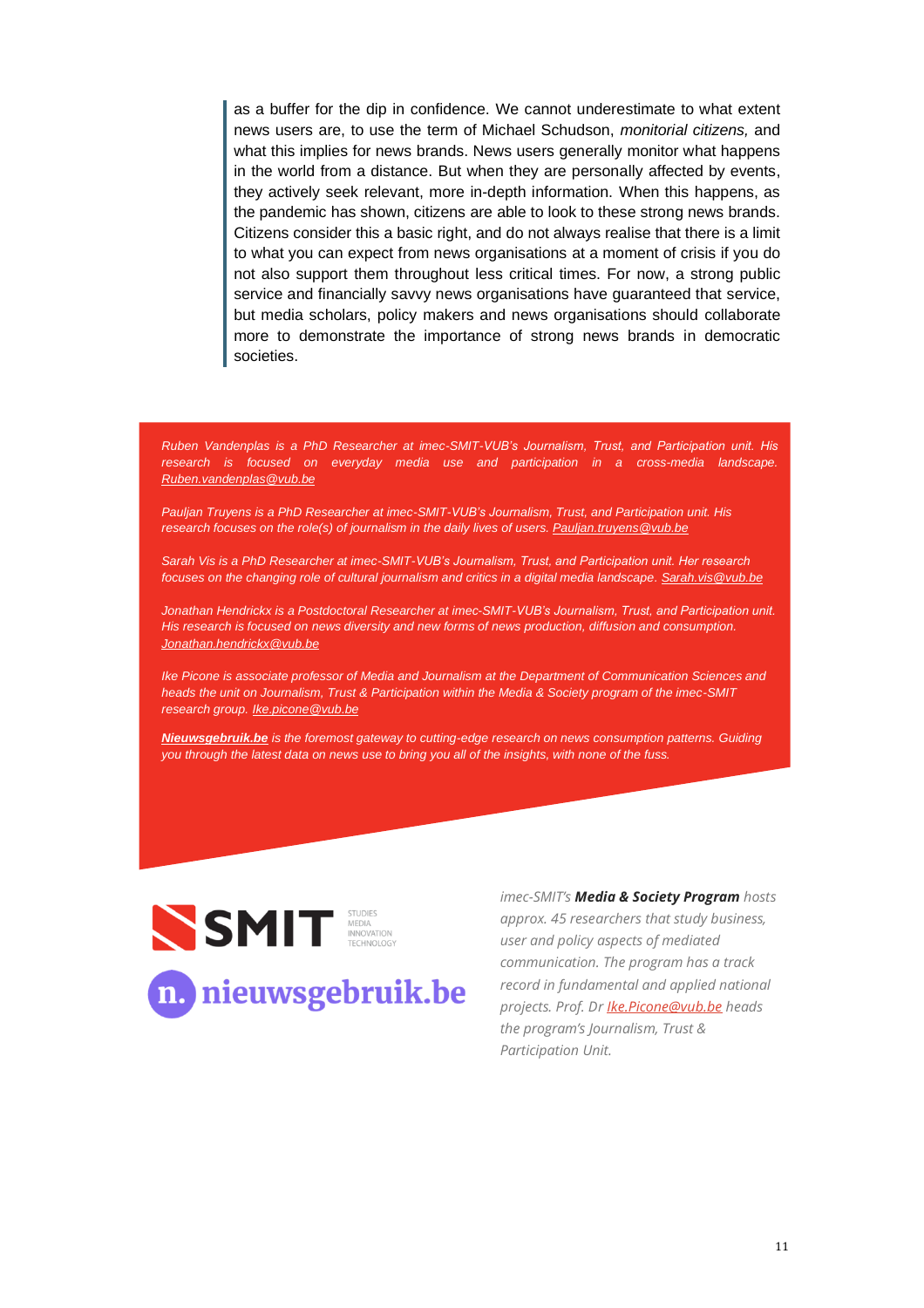as a buffer for the dip in confidence. We cannot underestimate to what extent news users are, to use the term of Michael Schudson, *monitorial citizens,* and what this implies for news brands. News users generally monitor what happens in the world from a distance. But when they are personally affected by events, they actively seek relevant, more in-depth information. When this happens, as the pandemic has shown, citizens are able to look to these strong news brands. Citizens consider this a basic right, and do not always realise that there is a limit to what you can expect from news organisations at a moment of crisis if you do not also support them throughout less critical times. For now, a strong public service and financially savvy news organisations have guaranteed that service, but media scholars, policy makers and news organisations should collaborate more to demonstrate the importance of strong news brands in democratic societies.

*Ruben Vandenplas is a PhD Researcher at imec-SMIT-VUB's Journalism, Trust, and Participation unit. His research is focused on everyday media use and participation in a cross-media landscape. Ruben.vandenplas@vub.be*

*Pauljan Truyens is a PhD Researcher at imec-SMIT-VUB's Journalism, Trust, and Participation unit. His research focuses on the role(s) of journalism in the daily lives of users. Pauljan.truyens@vub.be*

*Sarah Vis is a PhD Researcher at imec-SMIT-VUB's Journalism, Trust, and Participation unit. Her research focuses on the changing role of cultural journalism and critics in a digital media landscape. Sarah.vis@vub.be*

*Jonathan Hendrickx is a Postdoctoral Researcher at imec-SMIT-VUB's Journalism, Trust, and Participation unit. His research is focused on news diversity and new forms of news production, diffusion and consumption. Jonathan.hendrickx@vub.be*

*Ike Picone is associate professor of Media and Journalism at the Department of Communication Sciences and heads the unit on Journalism, Trust & Participation within the Media & Society program of the imec-SMIT research group. Ike.picone@vub.be*

***Nieuwsgebruik.be** is the foremost gateway to cutting-edge research on news consumption patterns. Guiding you through the latest data on news use to bring you all of the insights, with none of the fuss.*

SMIT STUDIES MEDIA INNOVATION TECHNOLOGY

n. nieuwsgebruik.be

*imec-SMIT's **Media & Society Program** hosts approx. 45 researchers that study business, user and policy aspects of mediated communication. The program has a track record in fundamental and applied national projects. Prof. Dr Ike.Picone@vub.be heads the program's Journalism, Trust & Participation Unit.*